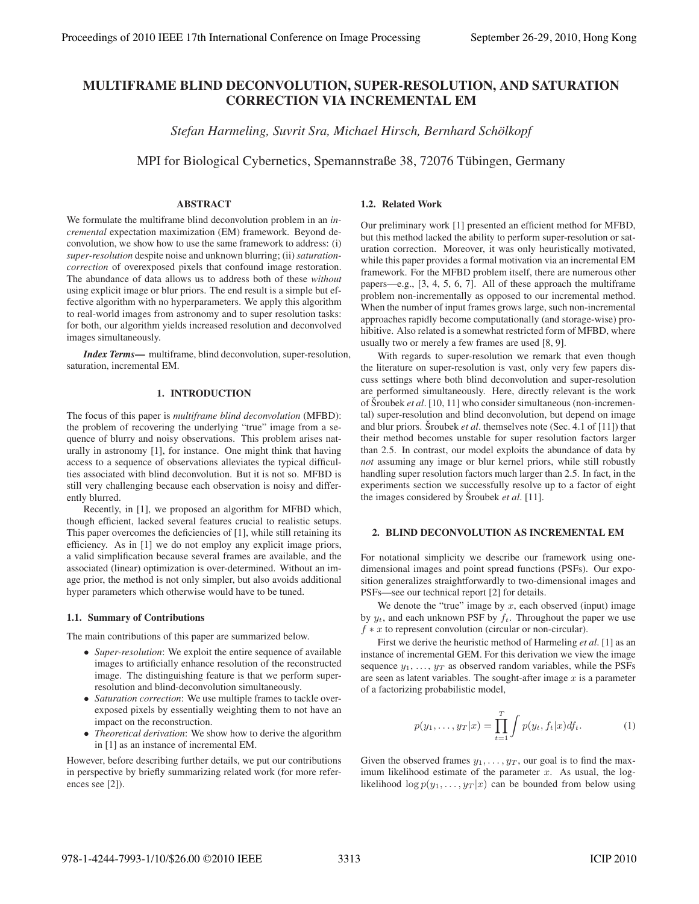# MULTIFRAME BLIND DECONVOLUTION, SUPER-RESOLUTION, AND SATURATION CORRECTION VIA INCREMENTAL EM

*Stefan Harmeling, Suvrit Sra, Michael Hirsch, Bernhard Schölkopf*

MPI for Biological Cybernetics, Spemannstraße 38, 72076 Tübingen, Germany

## ABSTRACT

We formulate the multiframe blind deconvolution problem in an *incremental* expectation maximization (EM) framework. Beyond deconvolution, we show how to use the same framework to address: (i) *super-resolution* despite noise and unknown blurring; (ii) *saturation-correction* of overexposed pixels that confound image restoration. The abundance of data allows us to address both of these *without* using explicit image or blur priors. The end result is a simple but effective algorithm with no hyperparameters. We apply this algorithm to real-world images from astronomy and to super resolution tasks: for both, our algorithm yields increased resolution and deconvolved images simultaneously.

***Index Terms***— multiframe, blind deconvolution, super-resolution, saturation, incremental EM.

## 1. INTRODUCTION

The focus of this paper is *multiframe blind deconvolution* (MFBD): the problem of recovering the underlying "true" image from a sequence of blurry and noisy observations. This problem arises naturally in astronomy [1], for instance. One might think that having access to a sequence of observations alleviates the typical difficulties associated with blind deconvolution. But it is not so. MFBD is still very challenging because each observation is noisy and differently blurred.

Recently, in [1], we proposed an algorithm for MFBD which, though efficient, lacked several features crucial to realistic setups. This paper overcomes the deficiencies of [1], while still retaining its efficiency. As in [1] we do not employ any explicit image priors, a valid simplification because several frames are available, and the associated (linear) optimization is over-determined. Without an image prior, the method is not only simpler, but also avoids additional hyper parameters which otherwise would have to be tuned.

### 1.1. Summary of Contributions

The main contributions of this paper are summarized below.

- *Super-resolution*: We exploit the entire sequence of available images to artificially enhance resolution of the reconstructed image. The distinguishing feature is that we perform super-resolution and blind-deconvolution simultaneously.
- *Saturation correction*: We use multiple frames to tackle over-exposed pixels by essentially weighting them to not have an impact on the reconstruction.
- *Theoretical derivation*: We show how to derive the algorithm in [1] as an instance of incremental EM.

However, before describing further details, we put our contributions in perspective by briefly summarizing related work (for more references see [2]).

### 1.2. Related Work

Our preliminary work [1] presented an efficient method for MFBD, but this method lacked the ability to perform super-resolution or saturation correction. Moreover, it was only heuristically motivated, while this paper provides a formal motivation via an incremental EM framework. For the MFBD problem itself, there are numerous other papers—e.g., [3, 4, 5, 6, 7]. All of these approach the multiframe problem non-incrementally as opposed to our incremental method. When the number of input frames grows large, such non-incremental approaches rapidly become computationally (and storage-wise) prohibitive. Also related is a somewhat restricted form of MFBD, where usually two or merely a few frames are used [8, 9].

With regards to super-resolution we remark that even though the literature on super-resolution is vast, only very few papers discuss settings where both blind deconvolution and super-resolution are performed simultaneously. Here, directly relevant is the work of Šroubek *et al*. [10, 11] who consider simultaneous (non-incremental) super-resolution and blind deconvolution, but depend on image and blur priors. Šroubek *et al*. themselves note (Sec. 4.1 of [11]) that their method becomes unstable for super resolution factors larger than 2.5. In contrast, our model exploits the abundance of data by *not* assuming any image or blur kernel priors, while still robustly handling super resolution factors much larger than 2.5. In fact, in the experiments section we successfully resolve up to a factor of eight the images considered by Šroubek *et al*. [11].

## 2. BLIND DECONVOLUTION AS INCREMENTAL EM

For notational simplicity we describe our framework using one-dimensional images and point spread functions (PSFs). Our exposition generalizes straightforwardly to two-dimensional images and PSFs—see our technical report [2] for details.

We denote the "true" image by $x$, each observed (input) image by $y_t$, and each unknown PSF by $f_t$. Throughout the paper we use $f * x$ to represent convolution (circular or non-circular).

First we derive the heuristic method of Harmeling *et al*. [1] as an instance of incremental GEM. For this derivation we view the image sequence $y_1, \ldots, y_T$ as observed random variables, while the PSFs are seen as latent variables. The sought-after image $x$ is a parameter of a factorizing probabilistic model,

$$p(y_1, \ldots, y_T|x) = \prod_{t=1}^{T} \int p(y_t, f_t|x) df_t. \tag{1}$$

Given the observed frames $y_1, \ldots, y_T$, our goal is to find the maximum likelihood estimate of the parameter $x$. As usual, the log-likelihood $\log p(y_1, \ldots, y_T|x)$ can be bounded from below using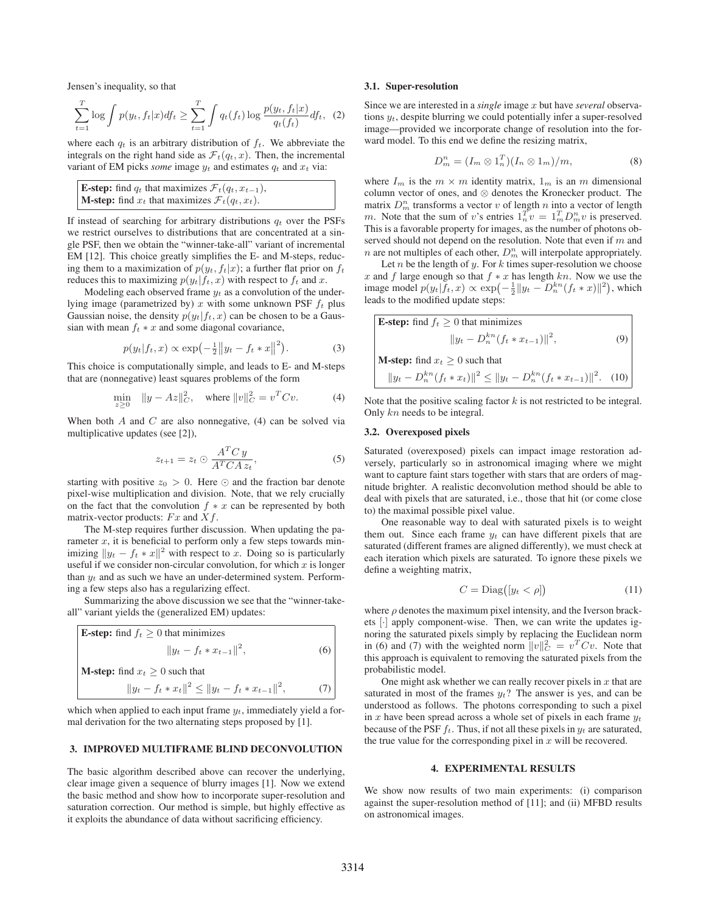Jensen's inequality, so that

$$\sum_{t=1}^{T} \log \int p(y_t, f_t|x) df_t \geq \sum_{t=1}^{T} \int q_t(f_t) \log \frac{p(y_t, f_t|x)}{q_t(f_t)} df_t, \quad (2)$$

where each $q_t$ is an arbitrary distribution of $f_t$. We abbreviate the integrals on the right hand side as $\mathcal{F}_t(q_t, x)$. Then, the incremental variant of EM picks *some* image $y_t$ and estimates $q_t$ and $x_t$ via:

**E-step:** find $q_t$ that maximizes $\mathcal{F}_t(q_t, x_{t-1})$,
**M-step:** find $x_t$ that maximizes $\mathcal{F}_t(q_t, x_t)$.

If instead of searching for arbitrary distributions $q_t$ over the PSFs we restrict ourselves to distributions that are concentrated at a single PSF, then we obtain the "winner-take-all" variant of incremental EM [12]. This choice greatly simplifies the E- and M-steps, reducing them to a maximization of $p(y_t, f_t|x)$; a further flat prior on $f_t$ reduces this to maximizing $p(y_t|f_t, x)$ with respect to $f_t$ and $x$.

Modeling each observed frame $y_t$ as a convolution of the underlying image (parametrized by) $x$ with some unknown PSF $f_t$ plus Gaussian noise, the density $p(y_t|f_t, x)$ can be chosen to be a Gaussian with mean $f_t * x$ and some diagonal covariance,

$$p(y_t|f_t, x) \propto \exp\left(-\tfrac{1}{2}\|y_t - f_t * x\|^2\right). \quad (3)$$

This choice is computationally simple, and leads to E- and M-steps that are (nonnegative) least squares problems of the form

$$\min_{z \geq 0} \quad \|y - Az\|_C^2, \quad \text{where } \|v\|_C^2 = v^T C v. \quad (4)$$

When both $A$ and $C$ are also nonnegative, (4) can be solved via multiplicative updates (see [2]),

$$z_{t+1} = z_t \odot \frac{A^T C\, y}{A^T C A\, z_t}, \quad (5)$$

starting with positive $z_0 > 0$. Here $\odot$ and the fraction bar denote pixel-wise multiplication and division. Note, that we rely crucially on the fact that the convolution $f * x$ can be represented by both matrix-vector products: $Fx$ and $Xf$.

The M-step requires further discussion. When updating the parameter $x$, it is beneficial to perform only a few steps towards minimizing $\|y_t - f_t * x\|^2$ with respect to $x$. Doing so is particularly useful if we consider non-circular convolution, for which $x$ is longer than $y_t$ and as such we have an under-determined system. Performing a few steps also has a regularizing effect.

Summarizing the above discussion we see that the "winner-take-all" variant yields the (generalized EM) updates:

**E-step:** find $f_t \geq 0$ that minimizes

$$\|y_t - f_t * x_{t-1}\|^2, \quad (6)$$

**M-step:** find $x_t \geq 0$ such that

$$\|y_t - f_t * x_t\|^2 \leq \|y_t - f_t * x_{t-1}\|^2, \quad (7)$$

which when applied to each input frame $y_t$, immediately yield a formal derivation for the two alternating steps proposed by [1].

## 3. IMPROVED MULTIFRAME BLIND DECONVOLUTION

The basic algorithm described above can recover the underlying, clear image given a sequence of blurry images [1]. Now we extend the basic method and show how to incorporate super-resolution and saturation correction. Our method is simple, but highly effective as it exploits the abundance of data without sacrificing efficiency.

### 3.1. Super-resolution

Since we are interested in a *single* image $x$ but have *several* observations $y_t$, despite blurring we could potentially infer a super-resolved image—provided we incorporate change of resolution into the forward model. To this end we define the resizing matrix,

$$D_m^n = (I_m \otimes 1_n^T)(I_n \otimes 1_m)/m, \quad (8)$$

where $I_m$ is the $m \times m$ identity matrix, $1_m$ is an $m$ dimensional column vector of ones, and $\otimes$ denotes the Kronecker product. The matrix $D_m^n$ transforms a vector $v$ of length $n$ into a vector of length $m$. Note that the sum of $v$'s entries $1_n^T v = 1_m^T D_m^n v$ is preserved. This is a favorable property for images, as the number of photons observed should not depend on the resolution. Note that even if $m$ and $n$ are not multiples of each other, $D_m^n$ will interpolate appropriately.

Let $n$ be the length of $y$. For $k$ times super-resolution we choose $x$ and $f$ large enough so that $f * x$ has length $kn$. Now we use the image model $p(y_t|f_t, x) \propto \exp\left(-\frac{1}{2}\|y_t - D_n^{kn}(f_t * x)\|^2\right)$, which leads to the modified update steps:

**E-step:** find $f_t \geq 0$ that minimizes

$$\|y_t - D_n^{kn}(f_t * x_{t-1})\|^2, \quad (9)$$

**M-step:** find $x_t \geq 0$ such that

$$\|y_t - D_n^{kn}(f_t * x_t)\|^2 \leq \|y_t - D_n^{kn}(f_t * x_{t-1})\|^2. \quad (10)$$

Note that the positive scaling factor $k$ is not restricted to be integral. Only $kn$ needs to be integral.

### 3.2. Overexposed pixels

Saturated (overexposed) pixels can impact image restoration adversely, particularly so in astronomical imaging where we might want to capture faint stars together with stars that are orders of magnitude brighter. A realistic deconvolution method should be able to deal with pixels that are saturated, i.e., those that hit (or come close to) the maximal possible pixel value.

One reasonable way to deal with saturated pixels is to weight them out. Since each frame $y_t$ can have different pixels that are saturated (different frames are aligned differently), we must check at each iteration which pixels are saturated. To ignore these pixels we define a weighting matrix,

$$C = \mathrm{Diag}\big([y_t < \rho]\big) \quad (11)$$

where $\rho$ denotes the maximum pixel intensity, and the Iverson brackets $[\cdot]$ apply component-wise. Then, we can write the updates ignoring the saturated pixels simply by replacing the Euclidean norm in (6) and (7) with the weighted norm $\|v\|_C^2 = v^T C v$. Note that this approach is equivalent to removing the saturated pixels from the probabilistic model.

One might ask whether we can really recover pixels in $x$ that are saturated in most of the frames $y_t$? The answer is yes, and can be understood as follows. The photons corresponding to such a pixel in $x$ have been spread across a whole set of pixels in each frame $y_t$ because of the PSF $f_t$. Thus, if not all these pixels in $y_t$ are saturated, the true value for the corresponding pixel in $x$ will be recovered.

## 4. EXPERIMENTAL RESULTS

We show now results of two main experiments: (i) comparison against the super-resolution method of [11]; and (ii) MFBD results on astronomical images.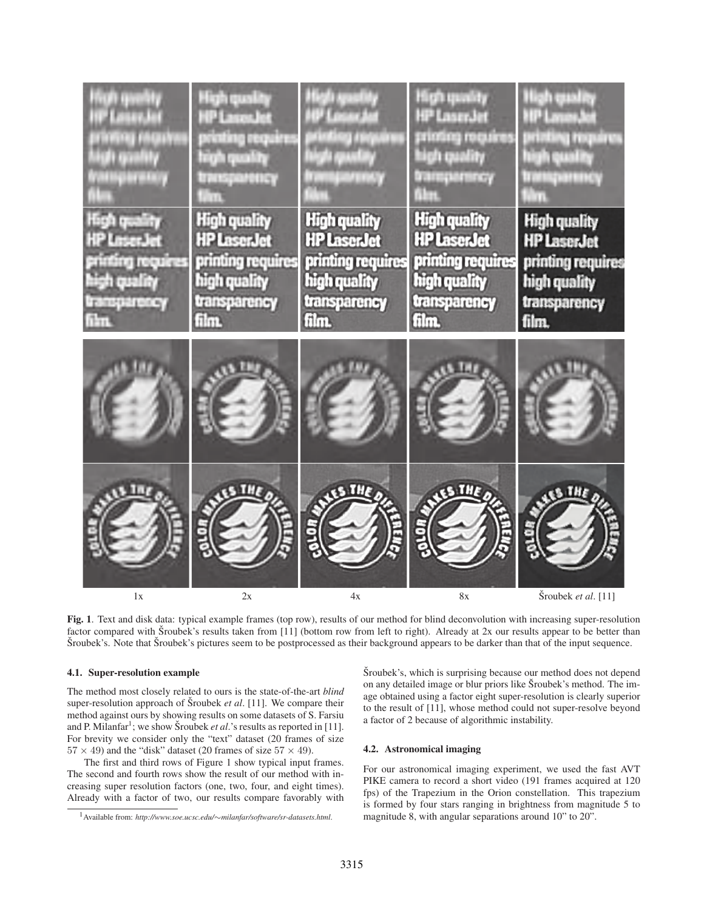1x 2x 4x 8x Šroubek *et al*. [11]

**Fig. 1**. Text and disk data: typical example frames (top row), results of our method for blind deconvolution with increasing super-resolution factor compared with Šroubek's results taken from [11] (bottom row from left to right). Already at 2x our results appear to be better than Šroubek's. Note that Šroubek's pictures seem to be postprocessed as their background appears to be darker than that of the input sequence.

### 4.1. Super-resolution example

The method most closely related to ours is the state-of-the-art *blind* super-resolution approach of Šroubek *et al*. [11]. We compare their method against ours by showing results on some datasets of S. Farsiu and P. Milanfar[1]; we show Šroubek *et al*.'s results as reported in [11]. For brevity we consider only the "text" dataset (20 frames of size $57 \times 49$) and the "disk" dataset (20 frames of size $57 \times 49$).

The first and third rows of Figure 1 show typical input frames. The second and fourth rows show the result of our method with increasing super resolution factors (one, two, four, and eight times). Already with a factor of two, our results compare favorably with Šroubek's, which is surprising because our method does not depend on any detailed image or blur priors like Šroubek's method. The image obtained using a factor eight super-resolution is clearly superior to the result of [11], whose method could not super-resolve beyond a factor of 2 because of algorithmic instability.

[1] Available from: *http://www.soe.ucsc.edu/∼milanfar/software/sr-datasets.html*.

### 4.2. Astronomical imaging

For our astronomical imaging experiment, we used the fast AVT PIKE camera to record a short video (191 frames acquired at 120 fps) of the Trapezium in the Orion constellation. This trapezium is formed by four stars ranging in brightness from magnitude 5 to magnitude 8, with angular separations around 10" to 20".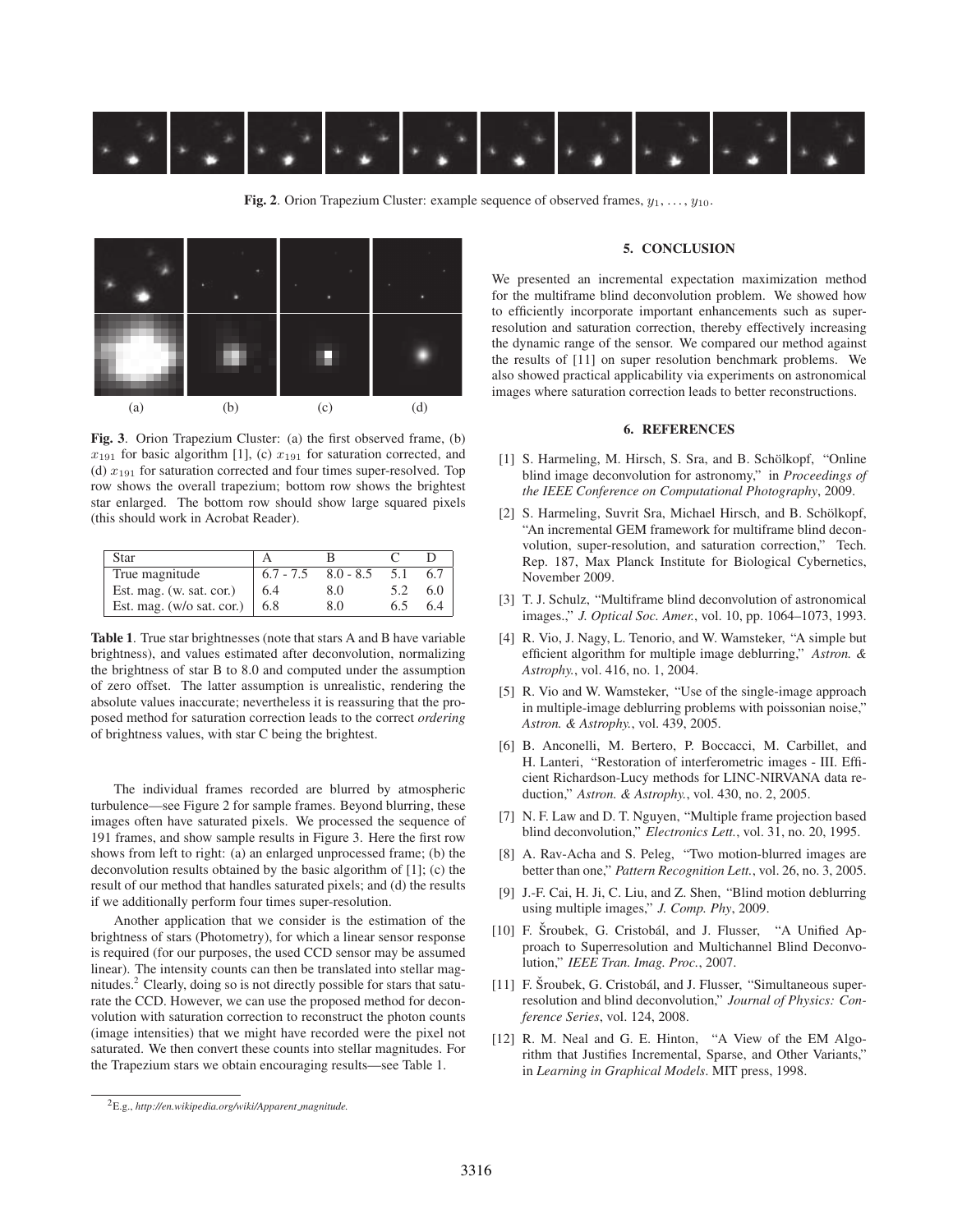**Fig. 2**. Orion Trapezium Cluster: example sequence of observed frames, $y_1, \ldots, y_{10}$.

(a) (b) (c) (d)

**Fig. 3**. Orion Trapezium Cluster: (a) the first observed frame, (b) $x_{191}$ for basic algorithm [1], (c) $x_{191}$ for saturation corrected, and (d) $x_{191}$ for saturation corrected and four times super-resolved. Top row shows the overall trapezium; bottom row shows the brightest star enlarged. The bottom row should show large squared pixels (this should work in Acrobat Reader).

| Star | A | B | C | D |
|---|---|---|---|---|
| True magnitude | 6.7 - 7.5 | 8.0 - 8.5 | 5.1 | 6.7 |
| Est. mag. (w. sat. cor.) | 6.4 | 8.0 | 5.2 | 6.0 |
| Est. mag. (w/o sat. cor.) | 6.8 | 8.0 | 6.5 | 6.4 |

**Table 1**. True star brightnesses (note that stars A and B have variable brightness), and values estimated after deconvolution, normalizing the brightness of star B to 8.0 and computed under the assumption of zero offset. The latter assumption is unrealistic, rendering the absolute values inaccurate; nevertheless it is reassuring that the proposed method for saturation correction leads to the correct *ordering* of brightness values, with star C being the brightest.

The individual frames recorded are blurred by atmospheric turbulence—see Figure 2 for sample frames. Beyond blurring, these images often have saturated pixels. We processed the sequence of 191 frames, and show sample results in Figure 3. Here the first row shows from left to right: (a) an enlarged unprocessed frame; (b) the deconvolution results obtained by the basic algorithm of [1]; (c) the result of our method that handles saturated pixels; and (d) the results if we additionally perform four times super-resolution.

Another application that we consider is the estimation of the brightness of stars (Photometry), for which a linear sensor response is required (for our purposes, the used CCD sensor may be assumed linear). The intensity counts can then be translated into stellar magnitudes.[2] Clearly, doing so is not directly possible for stars that saturate the CCD. However, we can use the proposed method for deconvolution with saturation correction to reconstruct the photon counts (image intensities) that we might have recorded were the pixel not saturated. We then convert these counts into stellar magnitudes. For the Trapezium stars we obtain encouraging results—see Table 1.

[2] E.g., *http://en.wikipedia.org/wiki/Apparent_magnitude.*

## 5. CONCLUSION

We presented an incremental expectation maximization method for the multiframe blind deconvolution problem. We showed how to efficiently incorporate important enhancements such as super-resolution and saturation correction, thereby effectively increasing the dynamic range of the sensor. We compared our method against the results of [11] on super resolution benchmark problems. We also showed practical applicability via experiments on astronomical images where saturation correction leads to better reconstructions.

## 6. REFERENCES

[1] S. Harmeling, M. Hirsch, S. Sra, and B. Schölkopf, "Online blind image deconvolution for astronomy," in *Proceedings of the IEEE Conference on Computational Photography*, 2009.

[2] S. Harmeling, Suvrit Sra, Michael Hirsch, and B. Schölkopf, "An incremental GEM framework for multiframe blind deconvolution, super-resolution, and saturation correction," Tech. Rep. 187, Max Planck Institute for Biological Cybernetics, November 2009.

[3] T. J. Schulz, "Multiframe blind deconvolution of astronomical images.," *J. Optical Soc. Amer.*, vol. 10, pp. 1064–1073, 1993.

[4] R. Vio, J. Nagy, L. Tenorio, and W. Wamsteker, "A simple but efficient algorithm for multiple image deblurring," *Astron. & Astrophy.*, vol. 416, no. 1, 2004.

[5] R. Vio and W. Wamsteker, "Use of the single-image approach in multiple-image deblurring problems with poissonian noise," *Astron. & Astrophy.*, vol. 439, 2005.

[6] B. Anconelli, M. Bertero, P. Boccacci, M. Carbillet, and H. Lanteri, "Restoration of interferometric images - III. Efficient Richardson-Lucy methods for LINC-NIRVANA data reduction," *Astron. & Astrophy.*, vol. 430, no. 2, 2005.

[7] N. F. Law and D. T. Nguyen, "Multiple frame projection based blind deconvolution," *Electronics Lett.*, vol. 31, no. 20, 1995.

[8] A. Rav-Acha and S. Peleg, "Two motion-blurred images are better than one," *Pattern Recognition Lett.*, vol. 26, no. 3, 2005.

[9] J.-F. Cai, H. Ji, C. Liu, and Z. Shen, "Blind motion deblurring using multiple images," *J. Comp. Phy*, 2009.

[10] F. Šroubek, G. Cristobál, and J. Flusser, "A Unified Approach to Superresolution and Multichannel Blind Deconvolution," *IEEE Tran. Imag. Proc.*, 2007.

[11] F. Šroubek, G. Cristobál, and J. Flusser, "Simultaneous super-resolution and blind deconvolution," *Journal of Physics: Conference Series*, vol. 124, 2008.

[12] R. M. Neal and G. E. Hinton, "A View of the EM Algorithm that Justifies Incremental, Sparse, and Other Variants," in *Learning in Graphical Models*. MIT press, 1998.